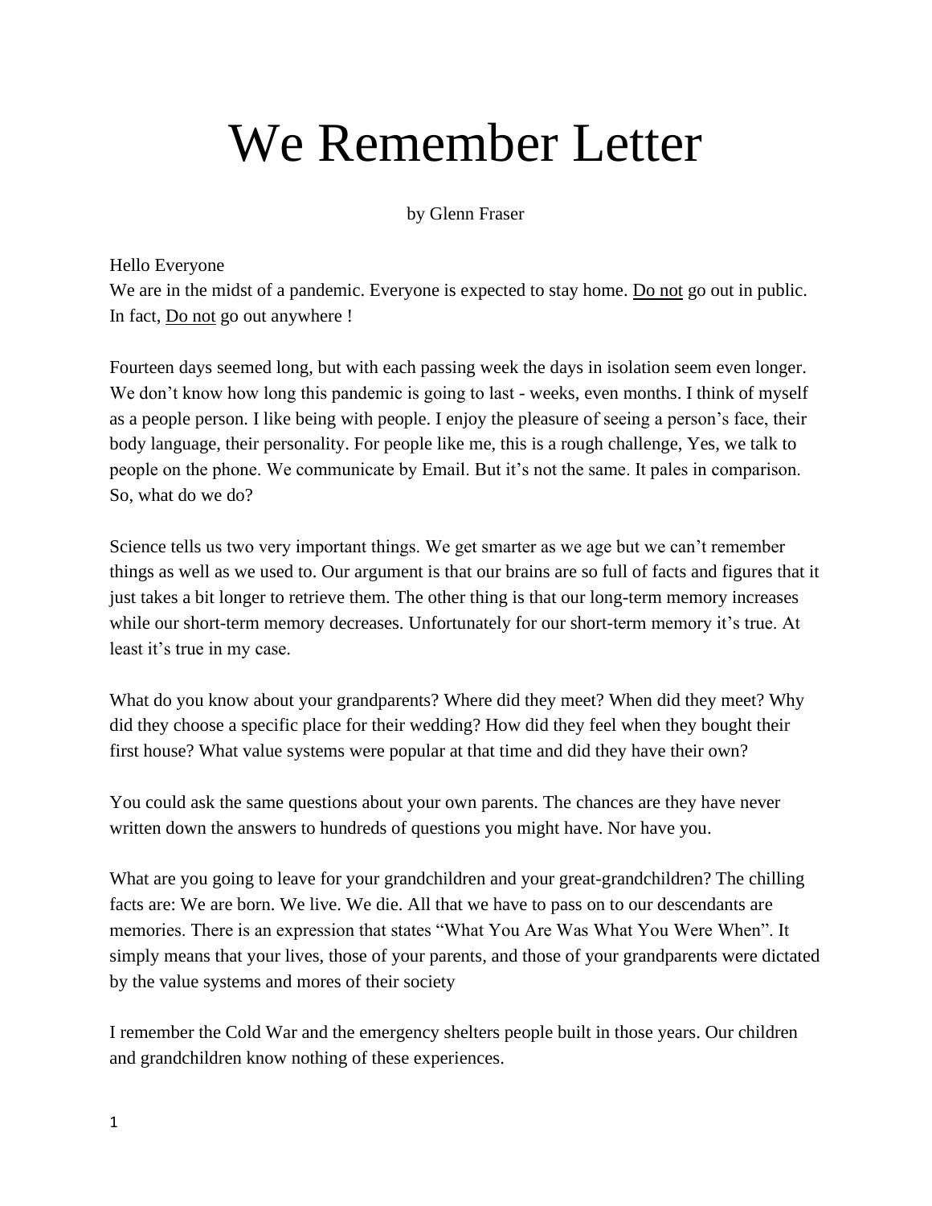# We Remember Letter

by Glenn Fraser

Hello Everyone
We are in the midst of a pandemic. Everyone is expected to stay home. <u>Do not</u> go out in public. In fact, <u>Do not</u> go out anywhere !

Fourteen days seemed long, but with each passing week the days in isolation seem even longer. We don't know how long this pandemic is going to last - weeks, even months. I think of myself as a people person. I like being with people. I enjoy the pleasure of seeing a person's face, their body language, their personality. For people like me, this is a rough challenge, Yes, we talk to people on the phone. We communicate by Email. But it's not the same. It pales in comparison. So, what do we do?

Science tells us two very important things. We get smarter as we age but we can't remember things as well as we used to. Our argument is that our brains are so full of facts and figures that it just takes a bit longer to retrieve them. The other thing is that our long-term memory increases while our short-term memory decreases. Unfortunately for our short-term memory it's true. At least it's true in my case.

What do you know about your grandparents? Where did they meet? When did they meet? Why did they choose a specific place for their wedding? How did they feel when they bought their first house? What value systems were popular at that time and did they have their own?

You could ask the same questions about your own parents. The chances are they have never written down the answers to hundreds of questions you might have. Nor have you.

What are you going to leave for your grandchildren and your great-grandchildren? The chilling facts are: We are born. We live. We die. All that we have to pass on to our descendants are memories. There is an expression that states "What You Are Was What You Were When". It simply means that your lives, those of your parents, and those of your grandparents were dictated by the value systems and mores of their society

I remember the Cold War and the emergency shelters people built in those years. Our children and grandchildren know nothing of these experiences.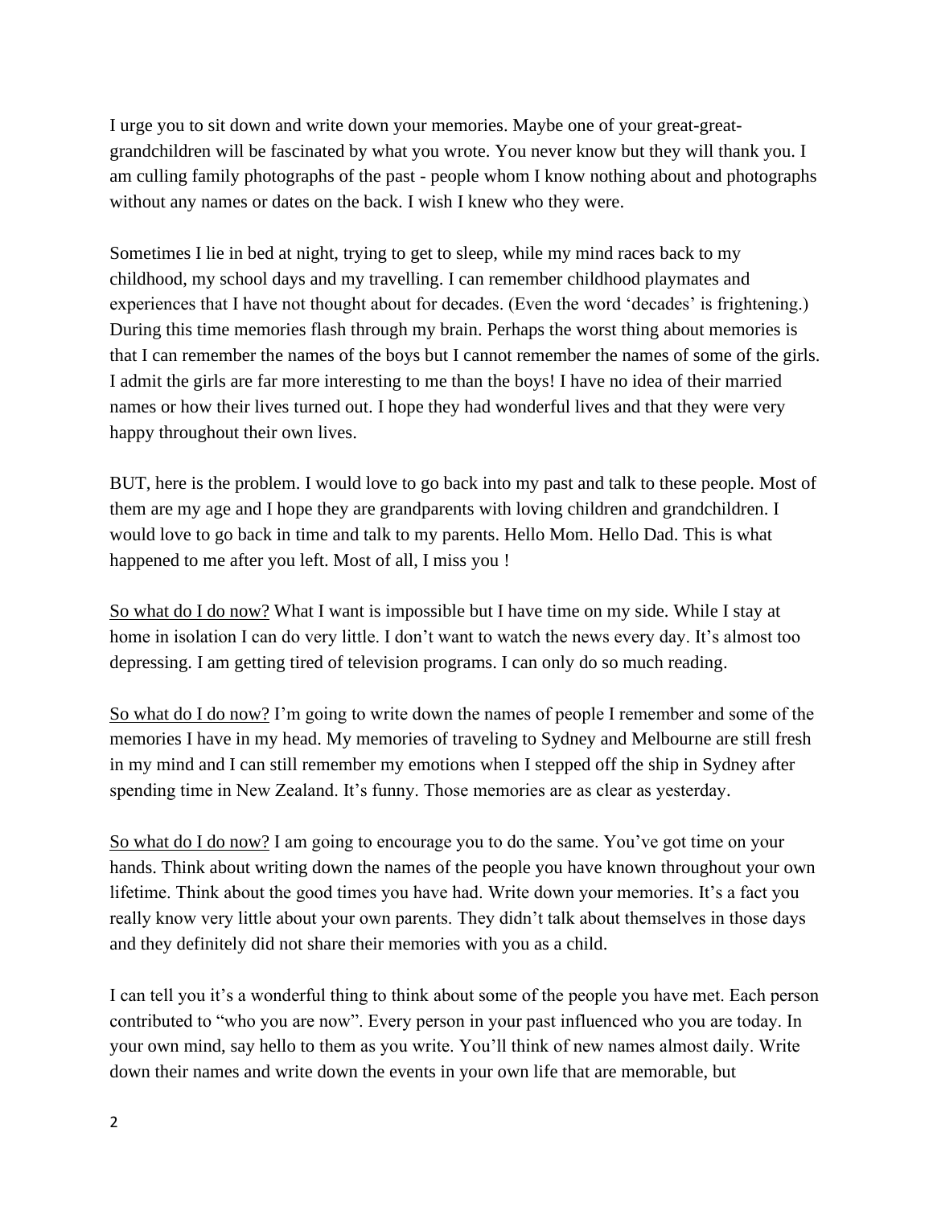I urge you to sit down and write down your memories. Maybe one of your great-great-grandchildren will be fascinated by what you wrote. You never know but they will thank you. I am culling family photographs of the past - people whom I know nothing about and photographs without any names or dates on the back. I wish I knew who they were.

Sometimes I lie in bed at night, trying to get to sleep, while my mind races back to my childhood, my school days and my travelling. I can remember childhood playmates and experiences that I have not thought about for decades. (Even the word 'decades' is frightening.) During this time memories flash through my brain. Perhaps the worst thing about memories is that I can remember the names of the boys but I cannot remember the names of some of the girls. I admit the girls are far more interesting to me than the boys! I have no idea of their married names or how their lives turned out. I hope they had wonderful lives and that they were very happy throughout their own lives.

BUT, here is the problem. I would love to go back into my past and talk to these people. Most of them are my age and I hope they are grandparents with loving children and grandchildren. I would love to go back in time and talk to my parents. Hello Mom. Hello Dad. This is what happened to me after you left. Most of all, I miss you !

<u>So what do I do now?</u> What I want is impossible but I have time on my side. While I stay at home in isolation I can do very little. I don't want to watch the news every day. It's almost too depressing. I am getting tired of television programs. I can only do so much reading.

<u>So what do I do now?</u> I'm going to write down the names of people I remember and some of the memories I have in my head. My memories of traveling to Sydney and Melbourne are still fresh in my mind and I can still remember my emotions when I stepped off the ship in Sydney after spending time in New Zealand. It's funny. Those memories are as clear as yesterday.

<u>So what do I do now?</u> I am going to encourage you to do the same. You've got time on your hands. Think about writing down the names of the people you have known throughout your own lifetime. Think about the good times you have had. Write down your memories. It's a fact you really know very little about your own parents. They didn't talk about themselves in those days and they definitely did not share their memories with you as a child.

I can tell you it's a wonderful thing to think about some of the people you have met. Each person contributed to "who you are now". Every person in your past influenced who you are today. In your own mind, say hello to them as you write. You'll think of new names almost daily. Write down their names and write down the events in your own life that are memorable, but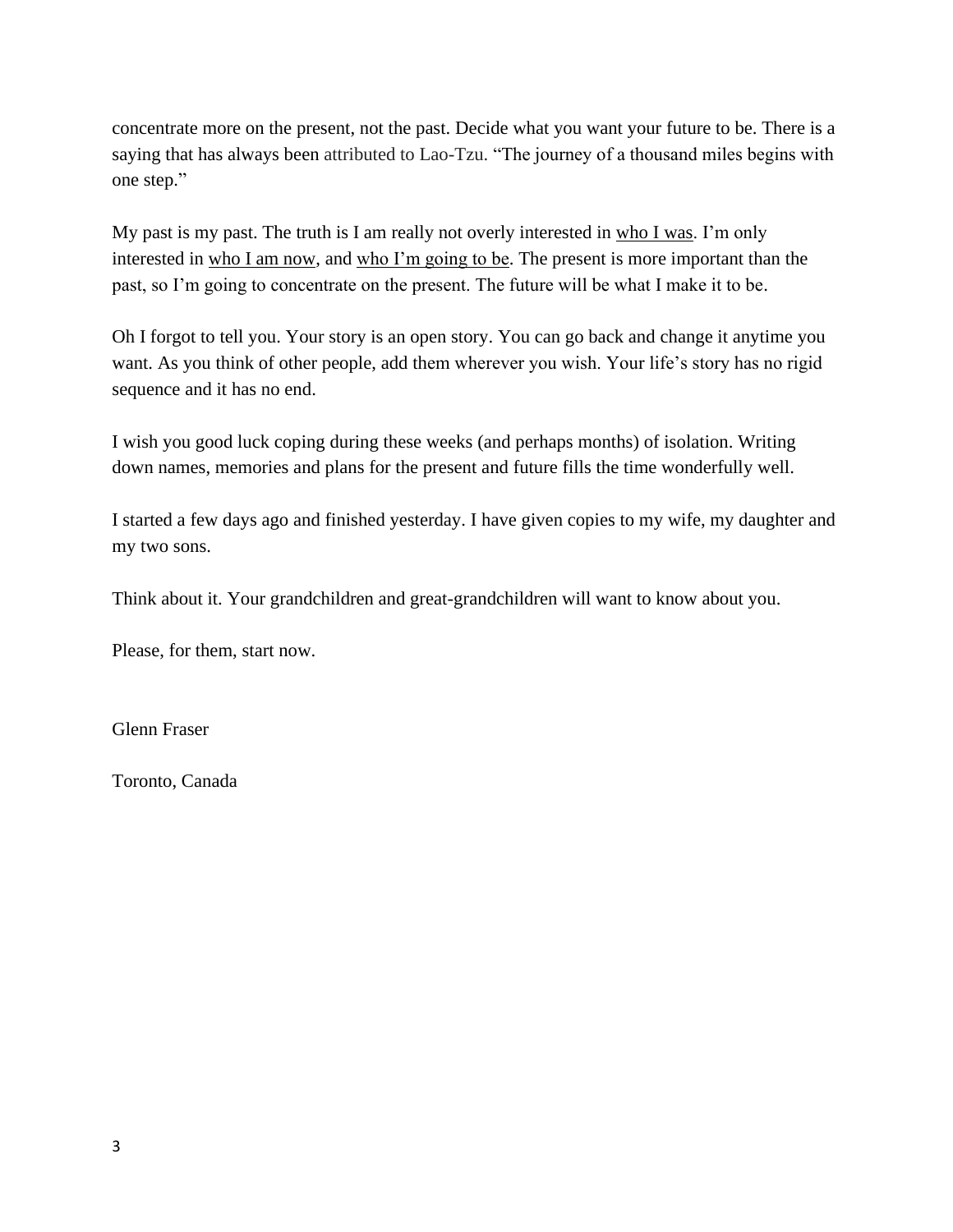concentrate more on the present, not the past. Decide what you want your future to be. There is a saying that has always been attributed to Lao-Tzu. "The journey of a thousand miles begins with one step."

My past is my past. The truth is I am really not overly interested in <u>who I was</u>. I'm only interested in <u>who I am now</u>, and <u>who I'm going to be</u>. The present is more important than the past, so I'm going to concentrate on the present. The future will be what I make it to be.

Oh I forgot to tell you. Your story is an open story. You can go back and change it anytime you want. As you think of other people, add them wherever you wish. Your life's story has no rigid sequence and it has no end.

I wish you good luck coping during these weeks (and perhaps months) of isolation. Writing down names, memories and plans for the present and future fills the time wonderfully well.

I started a few days ago and finished yesterday. I have given copies to my wife, my daughter and my two sons.

Think about it. Your grandchildren and great-grandchildren will want to know about you.

Please, for them, start now.

Glenn Fraser

Toronto, Canada